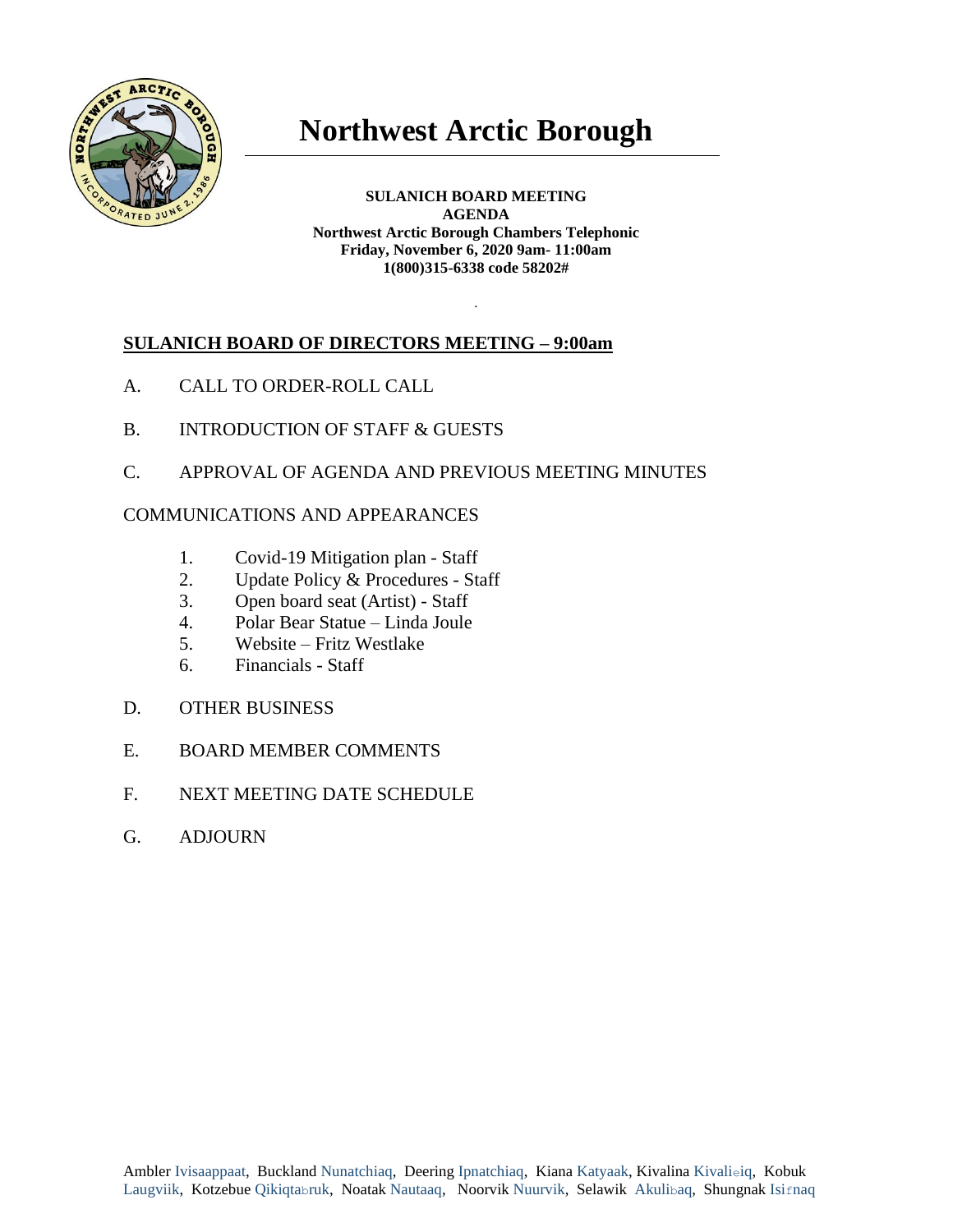# Northwest Arctic Borough

**SULANICH BOARD MEETING**
**AGENDA**
**Northwest Arctic Borough Chambers Telephonic**
**Friday, November 6, 2020 9am- 11:00am**
**1(800)315-6338 code 58202#**

## SULANICH BOARD OF DIRECTORS MEETING – 9:00am

A. CALL TO ORDER-ROLL CALL

B. INTRODUCTION OF STAFF & GUESTS

C. APPROVAL OF AGENDA AND PREVIOUS MEETING MINUTES

COMMUNICATIONS AND APPEARANCES

1. Covid-19 Mitigation plan - Staff
2. Update Policy & Procedures - Staff
3. Open board seat (Artist) - Staff
4. Polar Bear Statue – Linda Joule
5. Website – Fritz Westlake
6. Financials - Staff

D. OTHER BUSINESS

E. BOARD MEMBER COMMENTS

F. NEXT MEETING DATE SCHEDULE

G. ADJOURN

Ambler Ivisaappaat, Buckland Nunatchiaq, Deering Ipnatchiaq, Kiana Katyaak, Kivalina Kivaliñiq, Kobuk Laugviik, Kotzebue Qikiqtaġruk, Noatak Nautaaq, Noorvik Nuurvik, Selawik Akuliġaq, Shungnak Isiŋnaq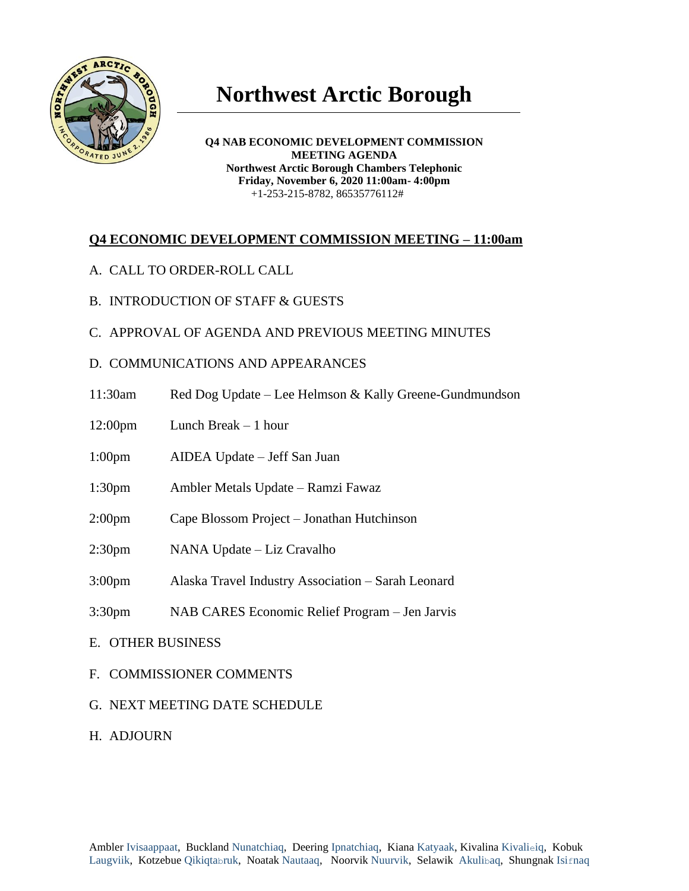# Northwest Arctic Borough

**Q4 NAB ECONOMIC DEVELOPMENT COMMISSION MEETING AGENDA**
**Northwest Arctic Borough Chambers Telephonic**
**Friday, November 6, 2020 11:00am- 4:00pm**
+1-253-215-8782, 86535776112#

## Q4 ECONOMIC DEVELOPMENT COMMISSION MEETING – 11:00am

A. CALL TO ORDER-ROLL CALL

B. INTRODUCTION OF STAFF & GUESTS

C. APPROVAL OF AGENDA AND PREVIOUS MEETING MINUTES

D. COMMUNICATIONS AND APPEARANCES

| | |
|---|---|
| 11:30am | Red Dog Update – Lee Helmson & Kally Greene-Gundmundson |
| 12:00pm | Lunch Break – 1 hour |
| 1:00pm | AIDEA Update – Jeff San Juan |
| 1:30pm | Ambler Metals Update – Ramzi Fawaz |
| 2:00pm | Cape Blossom Project – Jonathan Hutchinson |
| 2:30pm | NANA Update – Liz Cravalho |
| 3:00pm | Alaska Travel Industry Association – Sarah Leonard |
| 3:30pm | NAB CARES Economic Relief Program – Jen Jarvis |

E. OTHER BUSINESS

F. COMMISSIONER COMMENTS

G. NEXT MEETING DATE SCHEDULE

H. ADJOURN

Ambler Ivisaappaat, Buckland Nunatchiaq, Deering Ipnatchiaq, Kiana Katyaak, Kivalina Kivaliᵰiq, Kobuk Laugviik, Kotzebue Qikiqtaġruk, Noatak Nautaaq, Noorvik Nuurvik, Selawik Akuliġaq, Shungnak Isiŋnaq